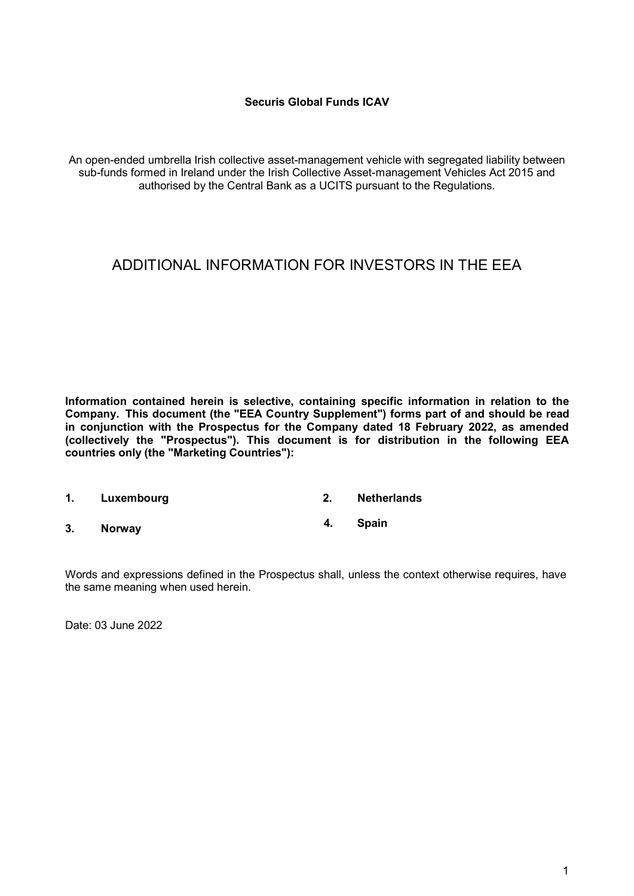**Securis Global Funds ICAV**

An open-ended umbrella Irish collective asset-management vehicle with segregated liability between sub-funds formed in Ireland under the Irish Collective Asset-management Vehicles Act 2015 and authorised by the Central Bank as a UCITS pursuant to the Regulations.

# ADDITIONAL INFORMATION FOR INVESTORS IN THE EEA

**Information contained herein is selective, containing specific information in relation to the Company. This document (the "EEA Country Supplement") forms part of and should be read in conjunction with the Prospectus for the Company dated 18 February 2022, as amended (collectively the "Prospectus"). This document is for distribution in the following EEA countries only (the "Marketing Countries"):**

1. **Luxembourg**
2. **Netherlands**
3. **Norway**
4. **Spain**

Words and expressions defined in the Prospectus shall, unless the context otherwise requires, have the same meaning when used herein.

Date: 03 June 2022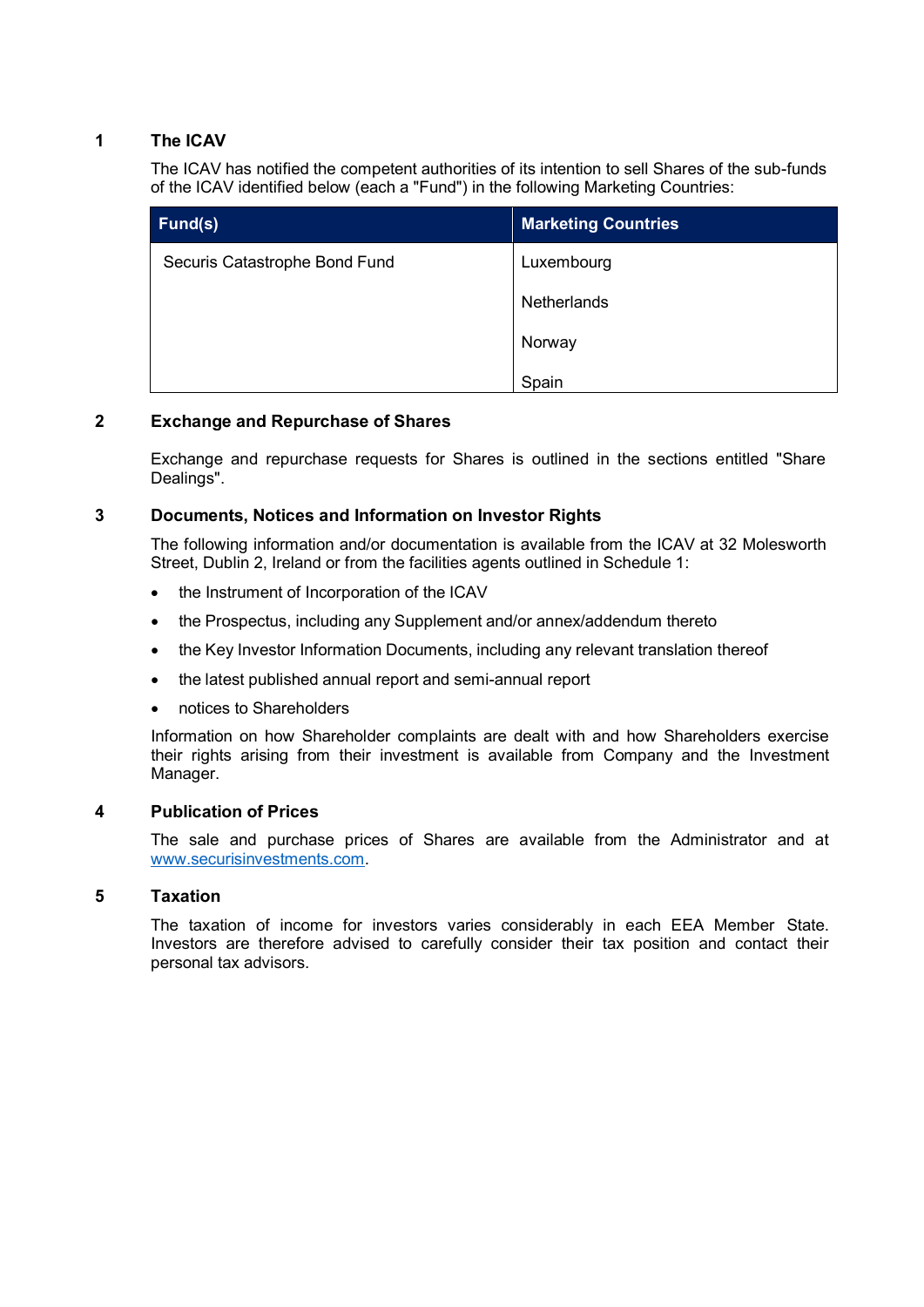## 1 The ICAV

The ICAV has notified the competent authorities of its intention to sell Shares of the sub-funds of the ICAV identified below (each a "Fund") in the following Marketing Countries:

| Fund(s) | Marketing Countries |
|---|---|
| Securis Catastrophe Bond Fund | Luxembourg |
| | Netherlands |
| | Norway |
| | Spain |

## 2 Exchange and Repurchase of Shares

Exchange and repurchase requests for Shares is outlined in the sections entitled "Share Dealings".

## 3 Documents, Notices and Information on Investor Rights

The following information and/or documentation is available from the ICAV at 32 Molesworth Street, Dublin 2, Ireland or from the facilities agents outlined in Schedule 1:

- the Instrument of Incorporation of the ICAV
- the Prospectus, including any Supplement and/or annex/addendum thereto
- the Key Investor Information Documents, including any relevant translation thereof
- the latest published annual report and semi-annual report
- notices to Shareholders

Information on how Shareholder complaints are dealt with and how Shareholders exercise their rights arising from their investment is available from Company and the Investment Manager.

## 4 Publication of Prices

The sale and purchase prices of Shares are available from the Administrator and at www.securisinvestments.com.

## 5 Taxation

The taxation of income for investors varies considerably in each EEA Member State. Investors are therefore advised to carefully consider their tax position and contact their personal tax advisors.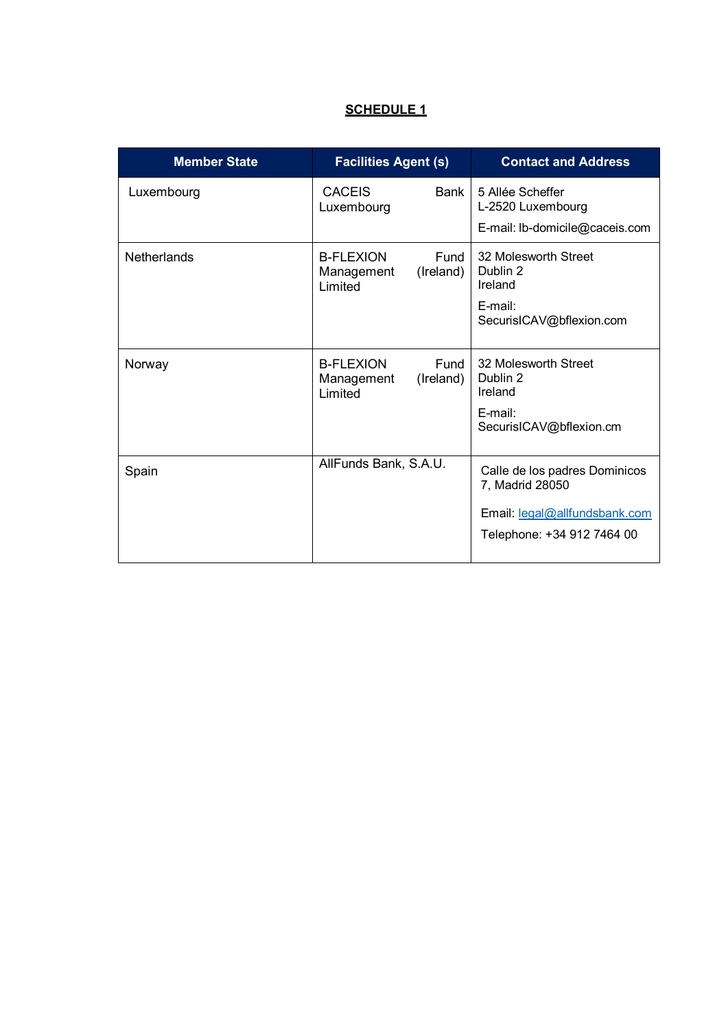**SCHEDULE 1**

| Member State | Facilities Agent (s) | Contact and Address |
| --- | --- | --- |
| Luxembourg | CACEIS Bank Luxembourg | 5 Allée Scheffer<br>L-2520 Luxembourg<br>E-mail: lb-domicile@caceis.com |
| Netherlands | B-FLEXION Fund Management (Ireland) Limited | 32 Molesworth Street<br>Dublin 2<br>Ireland<br>E-mail: SecurisICAV@bflexion.com |
| Norway | B-FLEXION Fund Management (Ireland) Limited | 32 Molesworth Street<br>Dublin 2<br>Ireland<br>E-mail: SecurisICAV@bflexion.cm |
| Spain | AllFunds Bank, S.A.U. | Calle de los padres Dominicos 7, Madrid 28050<br>Email: legal@allfundsbank.com<br>Telephone: +34 912 7464 00 |